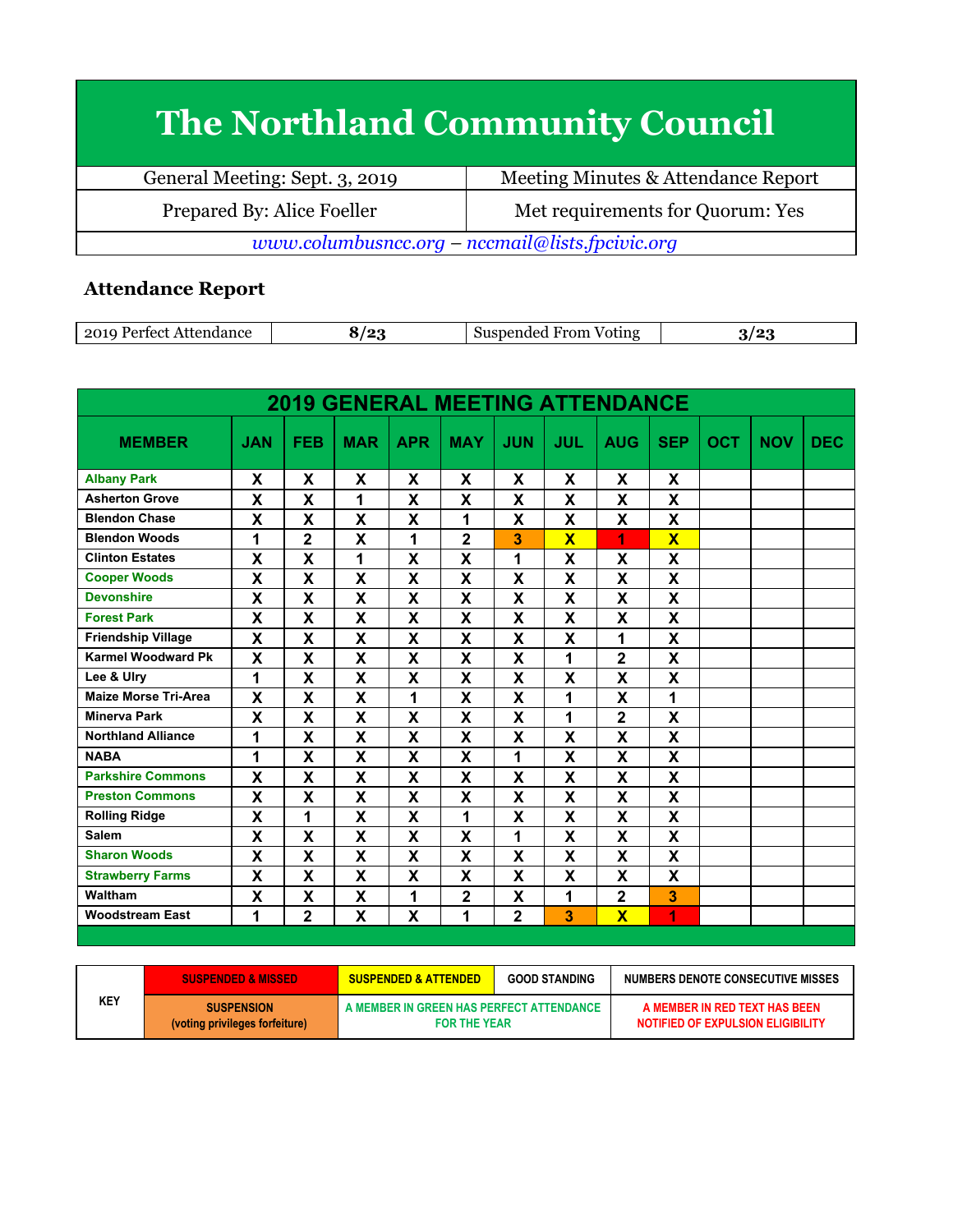# The Northland Community Council

| General Meeting: Sept. 3, 2019 | Meeting Minutes & Attendance Report |
|---|---|
| Prepared By: Alice Foeller | Met requirements for Quorum: Yes |

*www.columbusncc.org – nccmail@lists.fpcivic.org*

## Attendance Report

| 2019 Perfect Attendance | 8/23 | Suspended From Voting | 3/23 |
|---|---|---|---|

**2019 GENERAL MEETING ATTENDANCE**

| MEMBER | JAN | FEB | MAR | APR | MAY | JUN | JUL | AUG | SEP | OCT | NOV | DEC |
|---|---|---|---|---|---|---|---|---|---|---|---|---|
| Albany Park | X | X | X | X | X | X | X | X | X | | | |
| Asherton Grove | X | X | 1 | X | X | X | X | X | X | | | |
| Blendon Chase | X | X | X | X | 1 | X | X | X | X | | | |
| Blendon Woods | 1 | 2 | X | 1 | 2 | 3 | X | 1 | X | | | |
| Clinton Estates | X | X | 1 | X | X | 1 | X | X | X | | | |
| Cooper Woods | X | X | X | X | X | X | X | X | X | | | |
| Devonshire | X | X | X | X | X | X | X | X | X | | | |
| Forest Park | X | X | X | X | X | X | X | X | X | | | |
| Friendship Village | X | X | X | X | X | X | X | 1 | X | | | |
| Karmel Woodward Pk | X | X | X | X | X | X | 1 | 2 | X | | | |
| Lee & Ulry | 1 | X | X | X | X | X | X | X | X | | | |
| Maize Morse Tri-Area | X | X | X | 1 | X | X | 1 | X | 1 | | | |
| Minerva Park | X | X | X | X | X | X | 1 | 2 | X | | | |
| Northland Alliance | 1 | X | X | X | X | X | X | X | X | | | |
| NABA | 1 | X | X | X | X | 1 | X | X | X | | | |
| Parkshire Commons | X | X | X | X | X | X | X | X | X | | | |
| Preston Commons | X | X | X | X | X | X | X | X | X | | | |
| Rolling Ridge | X | 1 | X | X | 1 | X | X | X | X | | | |
| Salem | X | X | X | X | X | 1 | X | X | X | | | |
| Sharon Woods | X | X | X | X | X | X | X | X | X | | | |
| Strawberry Farms | X | X | X | X | X | X | X | X | X | | | |
| Waltham | X | X | X | 1 | 2 | X | 1 | 2 | 3 | | | |
| Woodstream East | 1 | 2 | X | X | 1 | 2 | 3 | X | 1 | | | |

| KEY | SUSPENDED & MISSED | SUSPENDED & ATTENDED | GOOD STANDING | NUMBERS DENOTE CONSECUTIVE MISSES |
|---|---|---|---|---|
| | SUSPENSION (voting privileges forfeiture) | A MEMBER IN GREEN HAS PERFECT ATTENDANCE FOR THE YEAR | | A MEMBER IN RED TEXT HAS BEEN NOTIFIED OF EXPULSION ELIGIBILITY |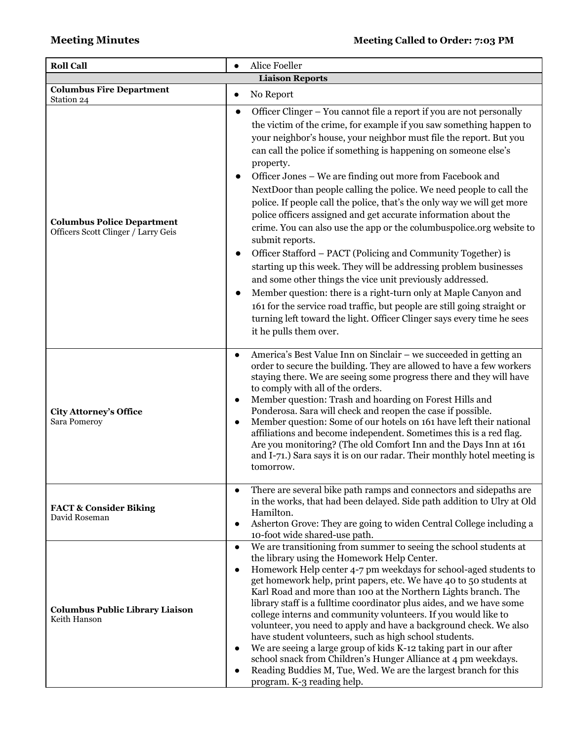**Meeting Minutes** **Meeting Called to Order: 7:03 PM**

| **Roll Call** | • Alice Foeller |
|---|---|
| **Liaison Reports** | |
| **Columbus Fire Department**<br>Station 24 | • No Report |
| **Columbus Police Department**<br>Officers Scott Clinger / Larry Geis | • Officer Clinger – You cannot file a report if you are not personally the victim of the crime, for example if you saw something happen to your neighbor's house, your neighbor must file the report. But you can call the police if something is happening on someone else's property.<br>• Officer Jones – We are finding out more from Facebook and NextDoor than people calling the police. We need people to call the police. If people call the police, that's the only way we will get more police officers assigned and get accurate information about the crime. You can also use the app or the columbuspolice.org website to submit reports.<br>• Officer Stafford – PACT (Policing and Community Together) is starting up this week. They will be addressing problem businesses and some other things the vice unit previously addressed.<br>• Member question: there is a right-turn only at Maple Canyon and 161 for the service road traffic, but people are still going straight or turning left toward the light. Officer Clinger says every time he sees it he pulls them over. |
| **City Attorney's Office**<br>Sara Pomeroy | • America's Best Value Inn on Sinclair – we succeeded in getting an order to secure the building. They are allowed to have a few workers staying there. We are seeing some progress there and they will have to comply with all of the orders.<br>• Member question: Trash and hoarding on Forest Hills and Ponderosa. Sara will check and reopen the case if possible.<br>• Member question: Some of our hotels on 161 have left their national affiliations and become independent. Sometimes this is a red flag. Are you monitoring? (The old Comfort Inn and the Days Inn at 161 and I-71.) Sara says it is on our radar. Their monthly hotel meeting is tomorrow. |
| **FACT & Consider Biking**<br>David Roseman | • There are several bike path ramps and connectors and sidepaths are in the works, that had been delayed. Side path addition to Ulry at Old Hamilton.<br>• Asherton Grove: They are going to widen Central College including a 10-foot wide shared-use path. |
| **Columbus Public Library Liaison**<br>Keith Hanson | • We are transitioning from summer to seeing the school students at the library using the Homework Help Center.<br>• Homework Help center 4-7 pm weekdays for school-aged students to get homework help, print papers, etc. We have 40 to 50 students at Karl Road and more than 100 at the Northern Lights branch. The library staff is a fulltime coordinator plus aides, and we have some college interns and community volunteers. If you would like to volunteer, you need to apply and have a background check. We also have student volunteers, such as high school students.<br>• We are seeing a large group of kids K-12 taking part in our after school snack from Children's Hunger Alliance at 4 pm weekdays.<br>• Reading Buddies M, Tue, Wed. We are the largest branch for this program. K-3 reading help. |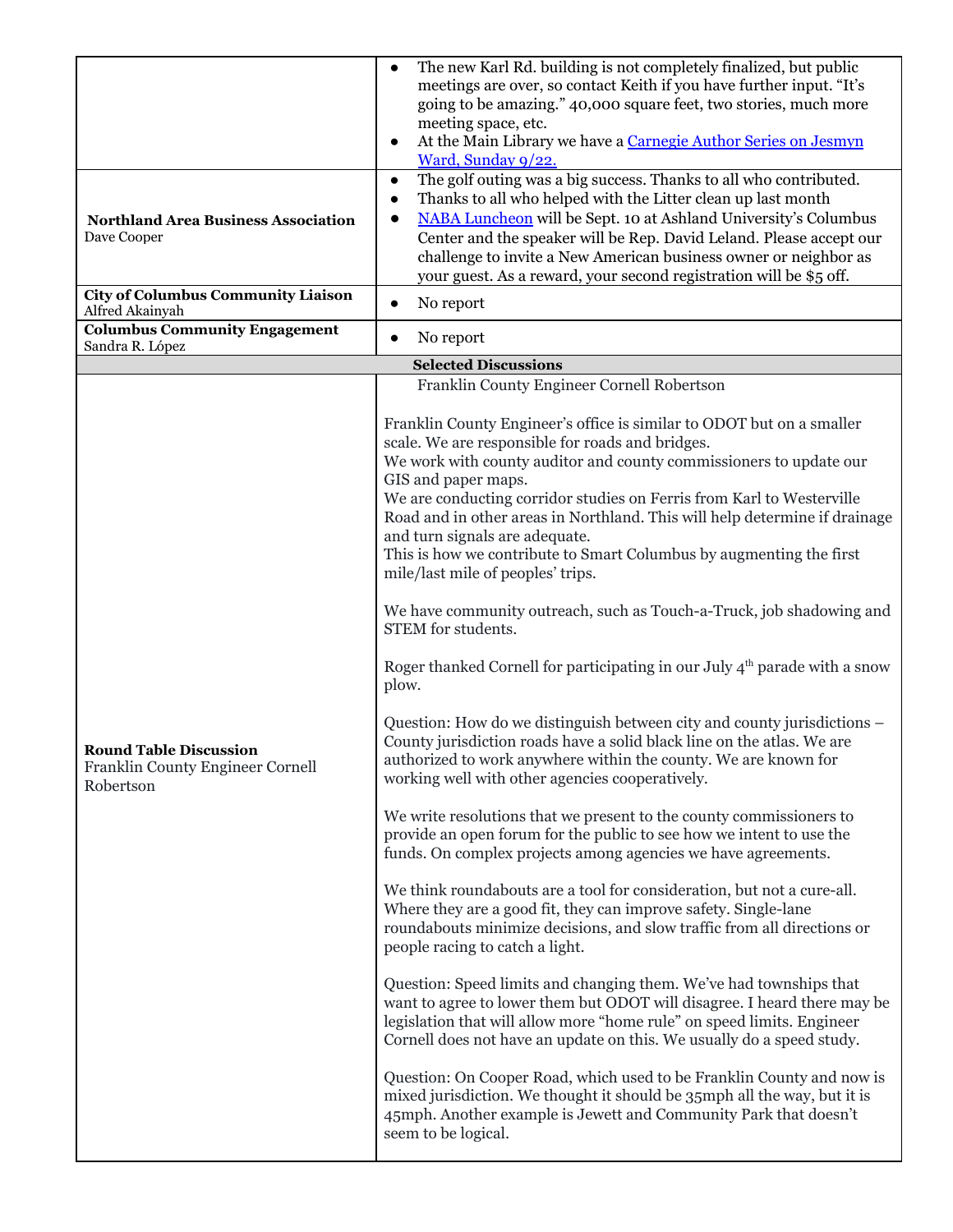| | |
|---|---|
| | • The new Karl Rd. building is not completely finalized, but public meetings are over, so contact Keith if you have further input. "It's going to be amazing." 40,000 square feet, two stories, much more meeting space, etc.<br>• At the Main Library we have a Carnegie Author Series on Jesmyn Ward, Sunday 9/22. |
| **Northland Area Business Association**<br>Dave Cooper | • The golf outing was a big success. Thanks to all who contributed.<br>• Thanks to all who helped with the Litter clean up last month<br>• NABA Luncheon will be Sept. 10 at Ashland University's Columbus Center and the speaker will be Rep. David Leland. Please accept our challenge to invite a New American business owner or neighbor as your guest. As a reward, your second registration will be $5 off. |
| **City of Columbus Community Liaison**<br>Alfred Akainyah | • No report |
| **Columbus Community Engagement**<br>Sandra R. López | • No report |
| **Selected Discussions** | |
| **Round Table Discussion**<br>Franklin County Engineer Cornell Robertson | Franklin County Engineer Cornell Robertson<br><br>Franklin County Engineer's office is similar to ODOT but on a smaller scale. We are responsible for roads and bridges.<br>We work with county auditor and county commissioners to update our GIS and paper maps.<br>We are conducting corridor studies on Ferris from Karl to Westerville Road and in other areas in Northland. This will help determine if drainage and turn signals are adequate.<br>This is how we contribute to Smart Columbus by augmenting the first mile/last mile of peoples' trips.<br><br>We have community outreach, such as Touch-a-Truck, job shadowing and STEM for students.<br><br>Roger thanked Cornell for participating in our July 4th parade with a snow plow.<br><br>Question: How do we distinguish between city and county jurisdictions – County jurisdiction roads have a solid black line on the atlas. We are authorized to work anywhere within the county. We are known for working well with other agencies cooperatively.<br><br>We write resolutions that we present to the county commissioners to provide an open forum for the public to see how we intent to use the funds. On complex projects among agencies we have agreements.<br><br>We think roundabouts are a tool for consideration, but not a cure-all. Where they are a good fit, they can improve safety. Single-lane roundabouts minimize decisions, and slow traffic from all directions or people racing to catch a light.<br><br>Question: Speed limits and changing them. We've had townships that want to agree to lower them but ODOT will disagree. I heard there may be legislation that will allow more "home rule" on speed limits. Engineer Cornell does not have an update on this. We usually do a speed study.<br><br>Question: On Cooper Road, which used to be Franklin County and now is mixed jurisdiction. We thought it should be 35mph all the way, but it is 45mph. Another example is Jewett and Community Park that doesn't seem to be logical. |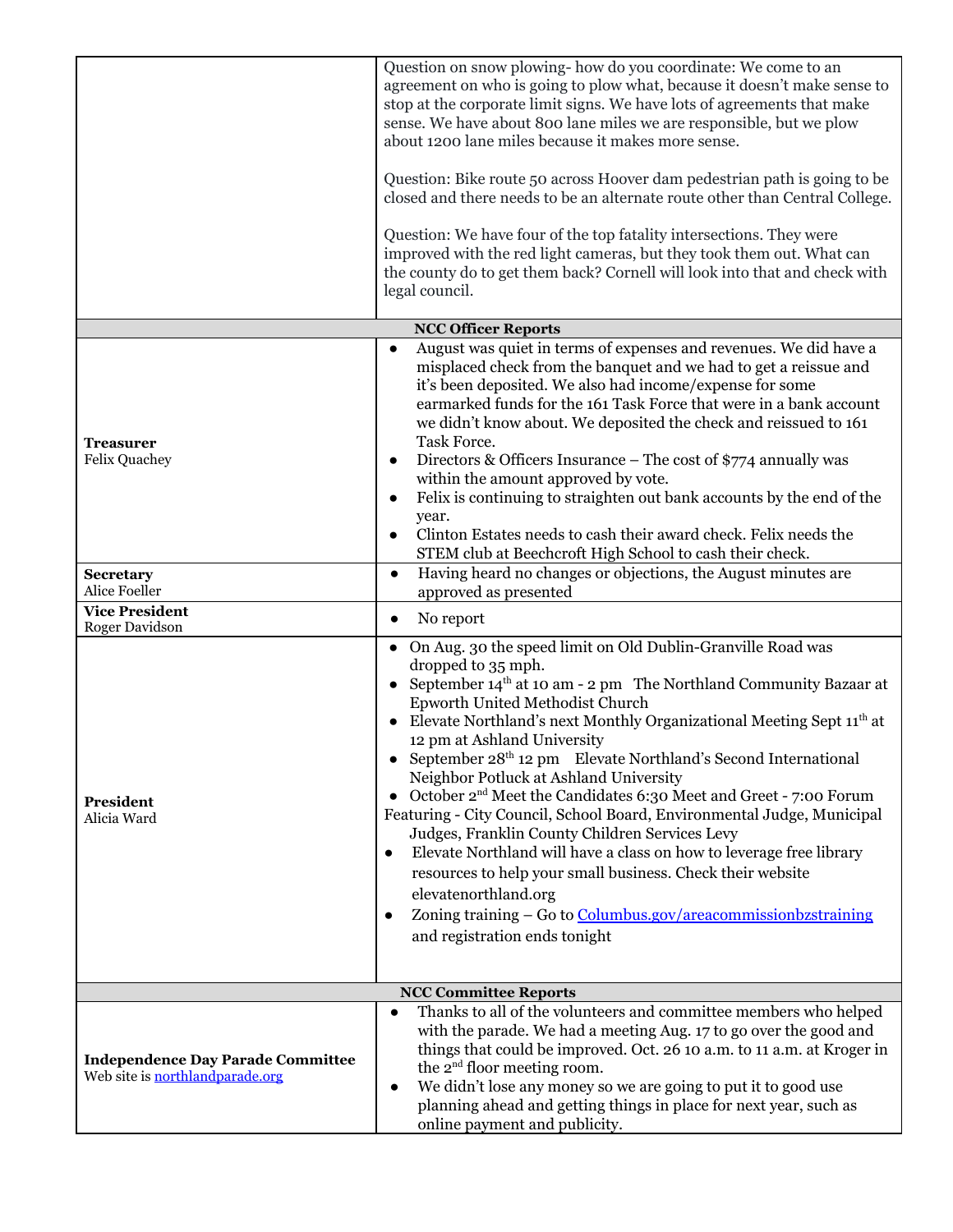| | |
|---|---|
| | Question on snow plowing- how do you coordinate: We come to an agreement on who is going to plow what, because it doesn't make sense to stop at the corporate limit signs. We have lots of agreements that make sense. We have about 800 lane miles we are responsible, but we plow about 1200 lane miles because it makes more sense.<br><br>Question: Bike route 50 across Hoover dam pedestrian path is going to be closed and there needs to be an alternate route other than Central College.<br><br>Question: We have four of the top fatality intersections. They were improved with the red light cameras, but they took them out. What can the county do to get them back? Cornell will look into that and check with legal council. |
| **NCC Officer Reports** | |
| **Treasurer**<br>Felix Quachey | • August was quiet in terms of expenses and revenues. We did have a misplaced check from the banquet and we had to get a reissue and it's been deposited. We also had income/expense for some earmarked funds for the 161 Task Force that were in a bank account we didn't know about. We deposited the check and reissued to 161 Task Force.<br>• Directors & Officers Insurance – The cost of $774 annually was within the amount approved by vote.<br>• Felix is continuing to straighten out bank accounts by the end of the year.<br>• Clinton Estates needs to cash their award check. Felix needs the STEM club at Beechcroft High School to cash their check. |
| **Secretary**<br>Alice Foeller | • Having heard no changes or objections, the August minutes are approved as presented |
| **Vice President**<br>Roger Davidson | • No report |
| **President**<br>Alicia Ward | • On Aug. 30 the speed limit on Old Dublin-Granville Road was dropped to 35 mph.<br>• September 14th at 10 am - 2 pm The Northland Community Bazaar at Epworth United Methodist Church<br>• Elevate Northland's next Monthly Organizational Meeting Sept 11th at 12 pm at Ashland University<br>• September 28th 12 pm Elevate Northland's Second International Neighbor Potluck at Ashland University<br>• October 2nd Meet the Candidates 6:30 Meet and Greet - 7:00 Forum Featuring - City Council, School Board, Environmental Judge, Municipal Judges, Franklin County Children Services Levy<br>• Elevate Northland will have a class on how to leverage free library resources to help your small business. Check their website elevatenorthland.org<br>• Zoning training – Go to [Columbus.gov/areacommissionbzstraining](Columbus.gov/areacommissionbzstraining) and registration ends tonight |
| **NCC Committee Reports** | |
| **Independence Day Parade Committee**<br>Web site is [northlandparade.org](northlandparade.org) | • Thanks to all of the volunteers and committee members who helped with the parade. We had a meeting Aug. 17 to go over the good and things that could be improved. Oct. 26 10 a.m. to 11 a.m. at Kroger in the 2nd floor meeting room.<br>• We didn't lose any money so we are going to put it to good use planning ahead and getting things in place for next year, such as online payment and publicity. |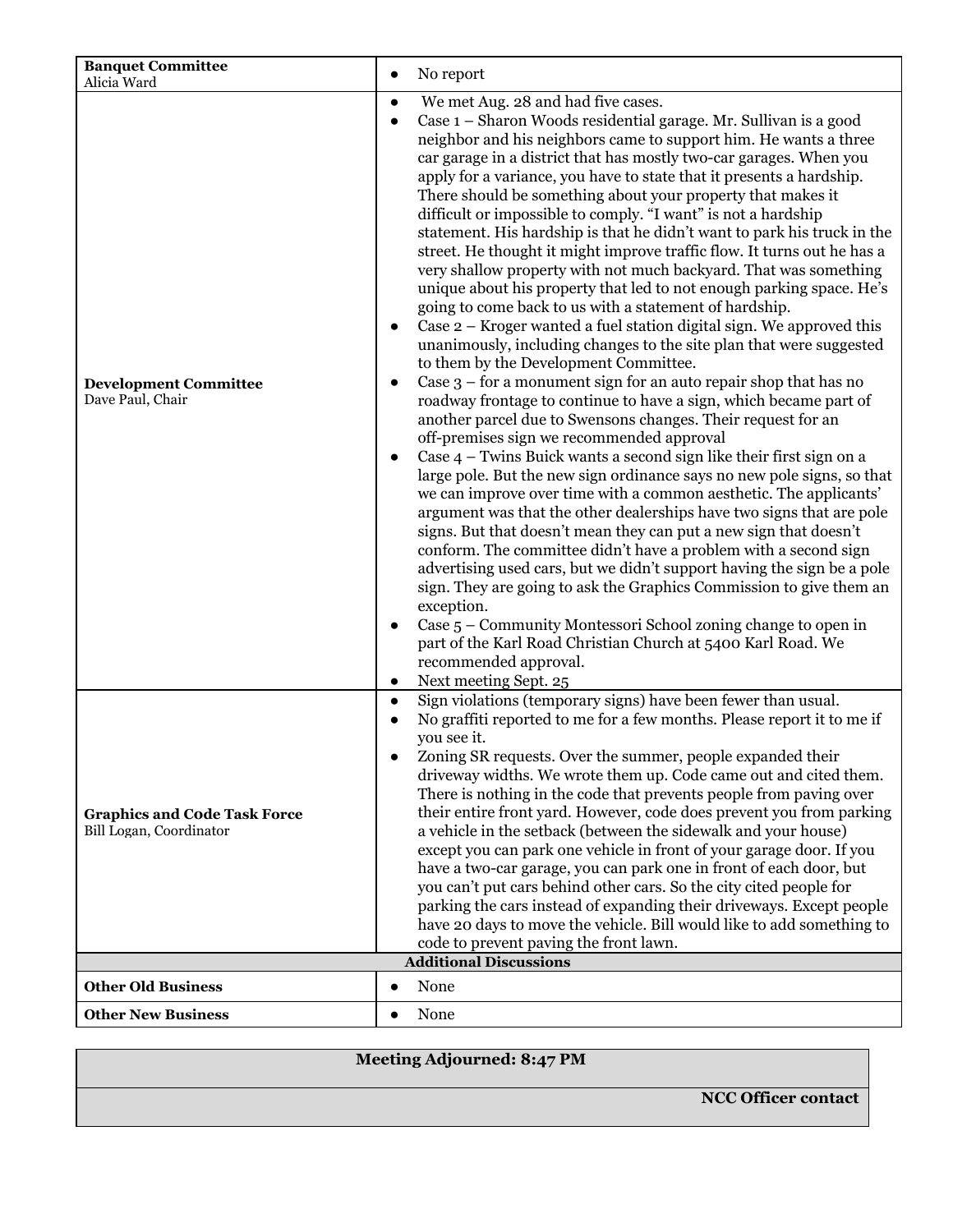| | |
|---|---|
| **Banquet Committee**<br>Alicia Ward | • No report |
| **Development Committee**<br>Dave Paul, Chair | • We met Aug. 28 and had five cases.<br>• Case 1 – Sharon Woods residential garage. Mr. Sullivan is a good neighbor and his neighbors came to support him. He wants a three car garage in a district that has mostly two-car garages. When you apply for a variance, you have to state that it presents a hardship. There should be something about your property that makes it difficult or impossible to comply. "I want" is not a hardship statement. His hardship is that he didn't want to park his truck in the street. He thought it might improve traffic flow. It turns out he has a very shallow property with not much backyard. That was something unique about his property that led to not enough parking space. He's going to come back to us with a statement of hardship.<br>• Case 2 – Kroger wanted a fuel station digital sign. We approved this unanimously, including changes to the site plan that were suggested to them by the Development Committee.<br>• Case 3 – for a monument sign for an auto repair shop that has no roadway frontage to continue to have a sign, which became part of another parcel due to Swensons changes. Their request for an off-premises sign we recommended approval<br>• Case 4 – Twins Buick wants a second sign like their first sign on a large pole. But the new sign ordinance says no new pole signs, so that we can improve over time with a common aesthetic. The applicants' argument was that the other dealerships have two signs that are pole signs. But that doesn't mean they can put a new sign that doesn't conform. The committee didn't have a problem with a second sign advertising used cars, but we didn't support having the sign be a pole sign. They are going to ask the Graphics Commission to give them an exception.<br>• Case 5 – Community Montessori School zoning change to open in part of the Karl Road Christian Church at 5400 Karl Road. We recommended approval.<br>• Next meeting Sept. 25 |
| **Graphics and Code Task Force**<br>Bill Logan, Coordinator | • Sign violations (temporary signs) have been fewer than usual.<br>• No graffiti reported to me for a few months. Please report it to me if you see it.<br>• Zoning SR requests. Over the summer, people expanded their driveway widths. We wrote them up. Code came out and cited them. There is nothing in the code that prevents people from paving over their entire front yard. However, code does prevent you from parking a vehicle in the setback (between the sidewalk and your house) except you can park one vehicle in front of your garage door. If you have a two-car garage, you can park one in front of each door, but you can't put cars behind other cars. So the city cited people for parking the cars instead of expanding their driveways. Except people have 20 days to move the vehicle. Bill would like to add something to code to prevent paving the front lawn. |
| **Additional Discussions** | |
| **Other Old Business** | • None |
| **Other New Business** | • None |

**Meeting Adjourned: 8:47 PM**

**NCC Officer contact**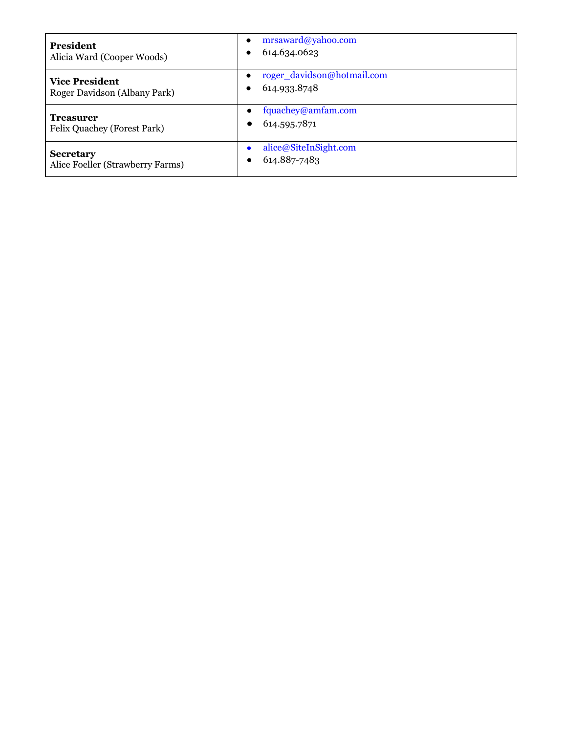| | |
|---|---|
| **President**<br>Alicia Ward (Cooper Woods) | • mrsaward@yahoo.com<br>• 614.634.0623 |
| **Vice President**<br>Roger Davidson (Albany Park) | • roger_davidson@hotmail.com<br>• 614.933.8748 |
| **Treasurer**<br>Felix Quachey (Forest Park) | • fquachey@amfam.com<br>• 614.595.7871 |
| **Secretary**<br>Alice Foeller (Strawberry Farms) | • alice@SiteInSight.com<br>• 614.887-7483 |